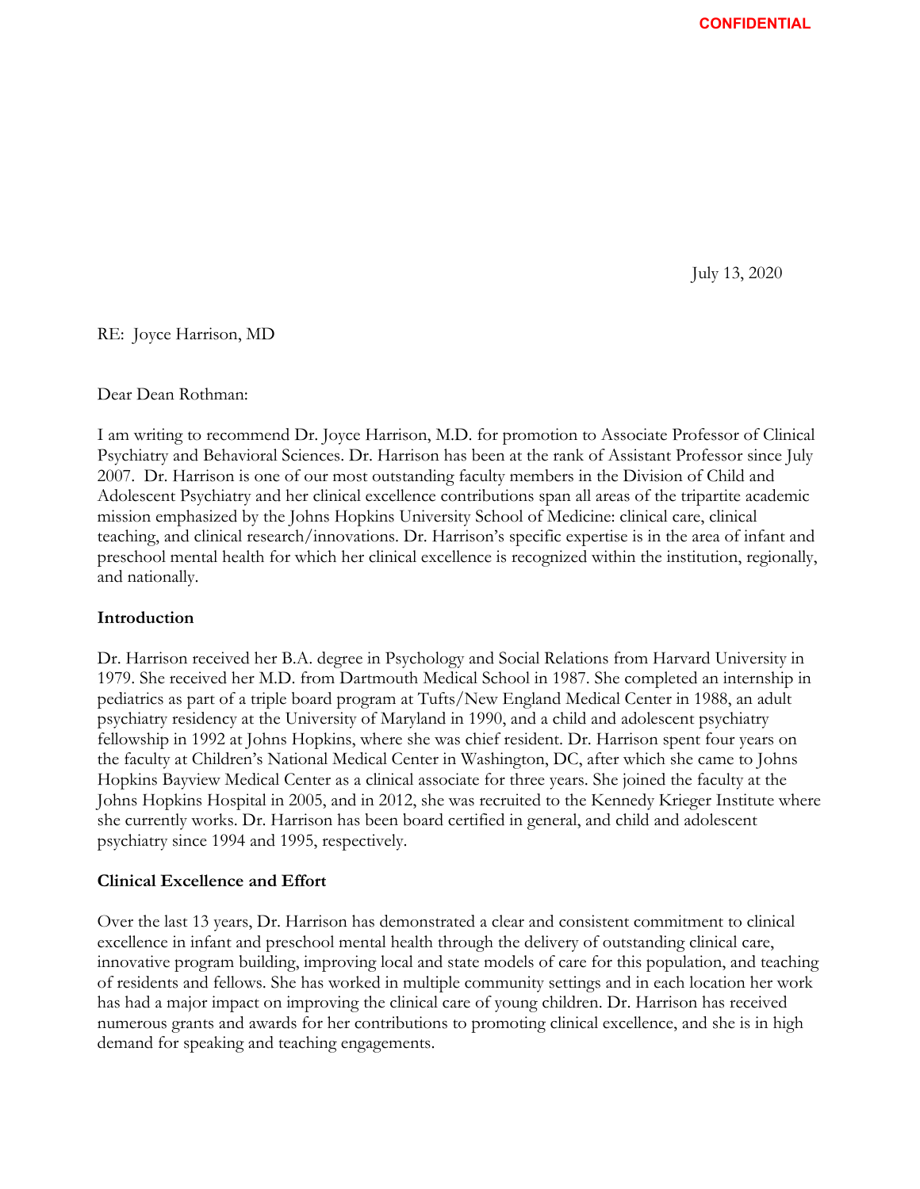CONFIDENTIAL

July 13, 2020

RE: Joyce Harrison, MD

Dear Dean Rothman:

I am writing to recommend Dr. Joyce Harrison, M.D. for promotion to Associate Professor of Clinical Psychiatry and Behavioral Sciences. Dr. Harrison has been at the rank of Assistant Professor since July 2007. Dr. Harrison is one of our most outstanding faculty members in the Division of Child and Adolescent Psychiatry and her clinical excellence contributions span all areas of the tripartite academic mission emphasized by the Johns Hopkins University School of Medicine: clinical care, clinical teaching, and clinical research/innovations. Dr. Harrison's specific expertise is in the area of infant and preschool mental health for which her clinical excellence is recognized within the institution, regionally, and nationally.

**Introduction**

Dr. Harrison received her B.A. degree in Psychology and Social Relations from Harvard University in 1979. She received her M.D. from Dartmouth Medical School in 1987. She completed an internship in pediatrics as part of a triple board program at Tufts/New England Medical Center in 1988, an adult psychiatry residency at the University of Maryland in 1990, and a child and adolescent psychiatry fellowship in 1992 at Johns Hopkins, where she was chief resident. Dr. Harrison spent four years on the faculty at Children's National Medical Center in Washington, DC, after which she came to Johns Hopkins Bayview Medical Center as a clinical associate for three years. She joined the faculty at the Johns Hopkins Hospital in 2005, and in 2012, she was recruited to the Kennedy Krieger Institute where she currently works. Dr. Harrison has been board certified in general, and child and adolescent psychiatry since 1994 and 1995, respectively.

**Clinical Excellence and Effort**

Over the last 13 years, Dr. Harrison has demonstrated a clear and consistent commitment to clinical excellence in infant and preschool mental health through the delivery of outstanding clinical care, innovative program building, improving local and state models of care for this population, and teaching of residents and fellows. She has worked in multiple community settings and in each location her work has had a major impact on improving the clinical care of young children. Dr. Harrison has received numerous grants and awards for her contributions to promoting clinical excellence, and she is in high demand for speaking and teaching engagements.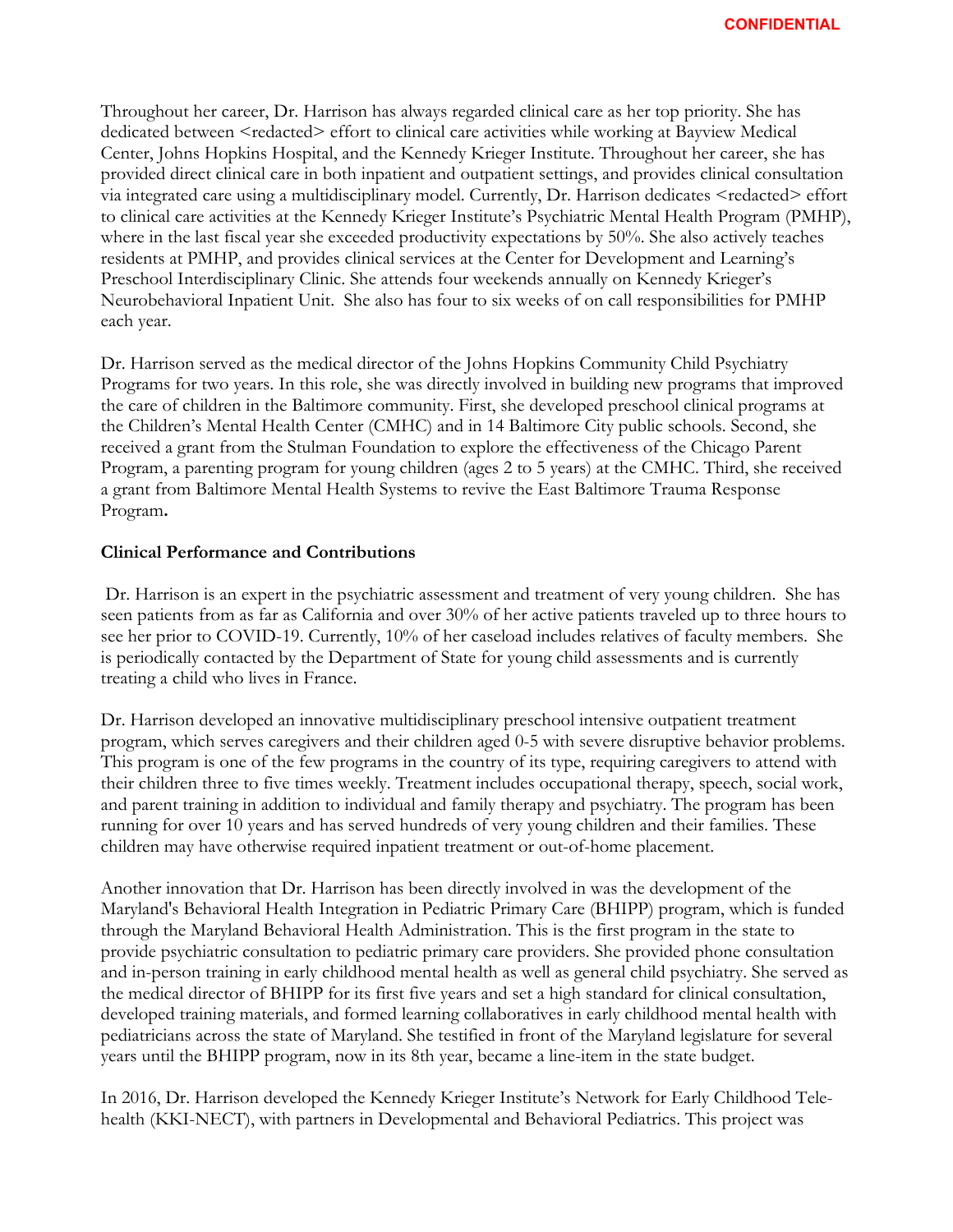Throughout her career, Dr. Harrison has always regarded clinical care as her top priority. She has dedicated between <redacted> effort to clinical care activities while working at Bayview Medical Center, Johns Hopkins Hospital, and the Kennedy Krieger Institute. Throughout her career, she has provided direct clinical care in both inpatient and outpatient settings, and provides clinical consultation via integrated care using a multidisciplinary model. Currently, Dr. Harrison dedicates <redacted> effort to clinical care activities at the Kennedy Krieger Institute's Psychiatric Mental Health Program (PMHP), where in the last fiscal year she exceeded productivity expectations by 50%. She also actively teaches residents at PMHP, and provides clinical services at the Center for Development and Learning's Preschool Interdisciplinary Clinic. She attends four weekends annually on Kennedy Krieger's Neurobehavioral Inpatient Unit. She also has four to six weeks of on call responsibilities for PMHP each year.

Dr. Harrison served as the medical director of the Johns Hopkins Community Child Psychiatry Programs for two years. In this role, she was directly involved in building new programs that improved the care of children in the Baltimore community. First, she developed preschool clinical programs at the Children's Mental Health Center (CMHC) and in 14 Baltimore City public schools. Second, she received a grant from the Stulman Foundation to explore the effectiveness of the Chicago Parent Program, a parenting program for young children (ages 2 to 5 years) at the CMHC. Third, she received a grant from Baltimore Mental Health Systems to revive the East Baltimore Trauma Response Program.

**Clinical Performance and Contributions**

Dr. Harrison is an expert in the psychiatric assessment and treatment of very young children. She has seen patients from as far as California and over 30% of her active patients traveled up to three hours to see her prior to COVID-19. Currently, 10% of her caseload includes relatives of faculty members. She is periodically contacted by the Department of State for young child assessments and is currently treating a child who lives in France.

Dr. Harrison developed an innovative multidisciplinary preschool intensive outpatient treatment program, which serves caregivers and their children aged 0-5 with severe disruptive behavior problems. This program is one of the few programs in the country of its type, requiring caregivers to attend with their children three to five times weekly. Treatment includes occupational therapy, speech, social work, and parent training in addition to individual and family therapy and psychiatry. The program has been running for over 10 years and has served hundreds of very young children and their families. These children may have otherwise required inpatient treatment or out-of-home placement.

Another innovation that Dr. Harrison has been directly involved in was the development of the Maryland's Behavioral Health Integration in Pediatric Primary Care (BHIPP) program, which is funded through the Maryland Behavioral Health Administration. This is the first program in the state to provide psychiatric consultation to pediatric primary care providers. She provided phone consultation and in-person training in early childhood mental health as well as general child psychiatry. She served as the medical director of BHIPP for its first five years and set a high standard for clinical consultation, developed training materials, and formed learning collaboratives in early childhood mental health with pediatricians across the state of Maryland. She testified in front of the Maryland legislature for several years until the BHIPP program, now in its 8th year, became a line-item in the state budget.

In 2016, Dr. Harrison developed the Kennedy Krieger Institute's Network for Early Childhood Tele-health (KKI-NECT), with partners in Developmental and Behavioral Pediatrics. This project was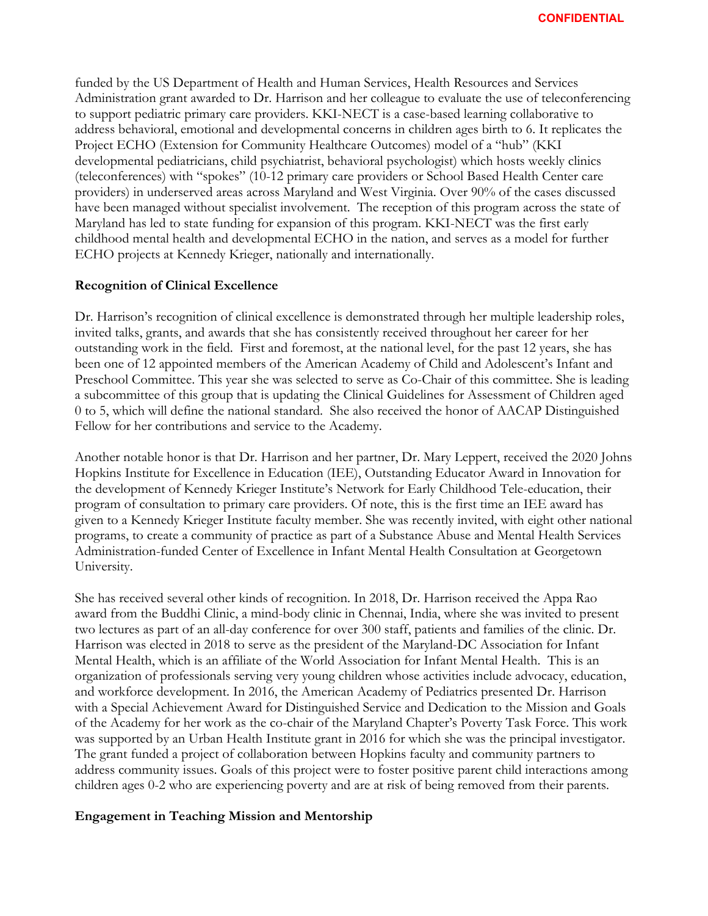funded by the US Department of Health and Human Services, Health Resources and Services Administration grant awarded to Dr. Harrison and her colleague to evaluate the use of teleconferencing to support pediatric primary care providers. KKI-NECT is a case-based learning collaborative to address behavioral, emotional and developmental concerns in children ages birth to 6. It replicates the Project ECHO (Extension for Community Healthcare Outcomes) model of a "hub" (KKI developmental pediatricians, child psychiatrist, behavioral psychologist) which hosts weekly clinics (teleconferences) with "spokes" (10-12 primary care providers or School Based Health Center care providers) in underserved areas across Maryland and West Virginia. Over 90% of the cases discussed have been managed without specialist involvement. The reception of this program across the state of Maryland has led to state funding for expansion of this program. KKI-NECT was the first early childhood mental health and developmental ECHO in the nation, and serves as a model for further ECHO projects at Kennedy Krieger, nationally and internationally.

**Recognition of Clinical Excellence**

Dr. Harrison's recognition of clinical excellence is demonstrated through her multiple leadership roles, invited talks, grants, and awards that she has consistently received throughout her career for her outstanding work in the field. First and foremost, at the national level, for the past 12 years, she has been one of 12 appointed members of the American Academy of Child and Adolescent's Infant and Preschool Committee. This year she was selected to serve as Co-Chair of this committee. She is leading a subcommittee of this group that is updating the Clinical Guidelines for Assessment of Children aged 0 to 5, which will define the national standard. She also received the honor of AACAP Distinguished Fellow for her contributions and service to the Academy.

Another notable honor is that Dr. Harrison and her partner, Dr. Mary Leppert, received the 2020 Johns Hopkins Institute for Excellence in Education (IEE), Outstanding Educator Award in Innovation for the development of Kennedy Krieger Institute's Network for Early Childhood Tele-education, their program of consultation to primary care providers. Of note, this is the first time an IEE award has given to a Kennedy Krieger Institute faculty member. She was recently invited, with eight other national programs, to create a community of practice as part of a Substance Abuse and Mental Health Services Administration-funded Center of Excellence in Infant Mental Health Consultation at Georgetown University.

She has received several other kinds of recognition. In 2018, Dr. Harrison received the Appa Rao award from the Buddhi Clinic, a mind-body clinic in Chennai, India, where she was invited to present two lectures as part of an all-day conference for over 300 staff, patients and families of the clinic. Dr. Harrison was elected in 2018 to serve as the president of the Maryland-DC Association for Infant Mental Health, which is an affiliate of the World Association for Infant Mental Health. This is an organization of professionals serving very young children whose activities include advocacy, education, and workforce development. In 2016, the American Academy of Pediatrics presented Dr. Harrison with a Special Achievement Award for Distinguished Service and Dedication to the Mission and Goals of the Academy for her work as the co-chair of the Maryland Chapter's Poverty Task Force. This work was supported by an Urban Health Institute grant in 2016 for which she was the principal investigator. The grant funded a project of collaboration between Hopkins faculty and community partners to address community issues. Goals of this project were to foster positive parent child interactions among children ages 0-2 who are experiencing poverty and are at risk of being removed from their parents.

**Engagement in Teaching Mission and Mentorship**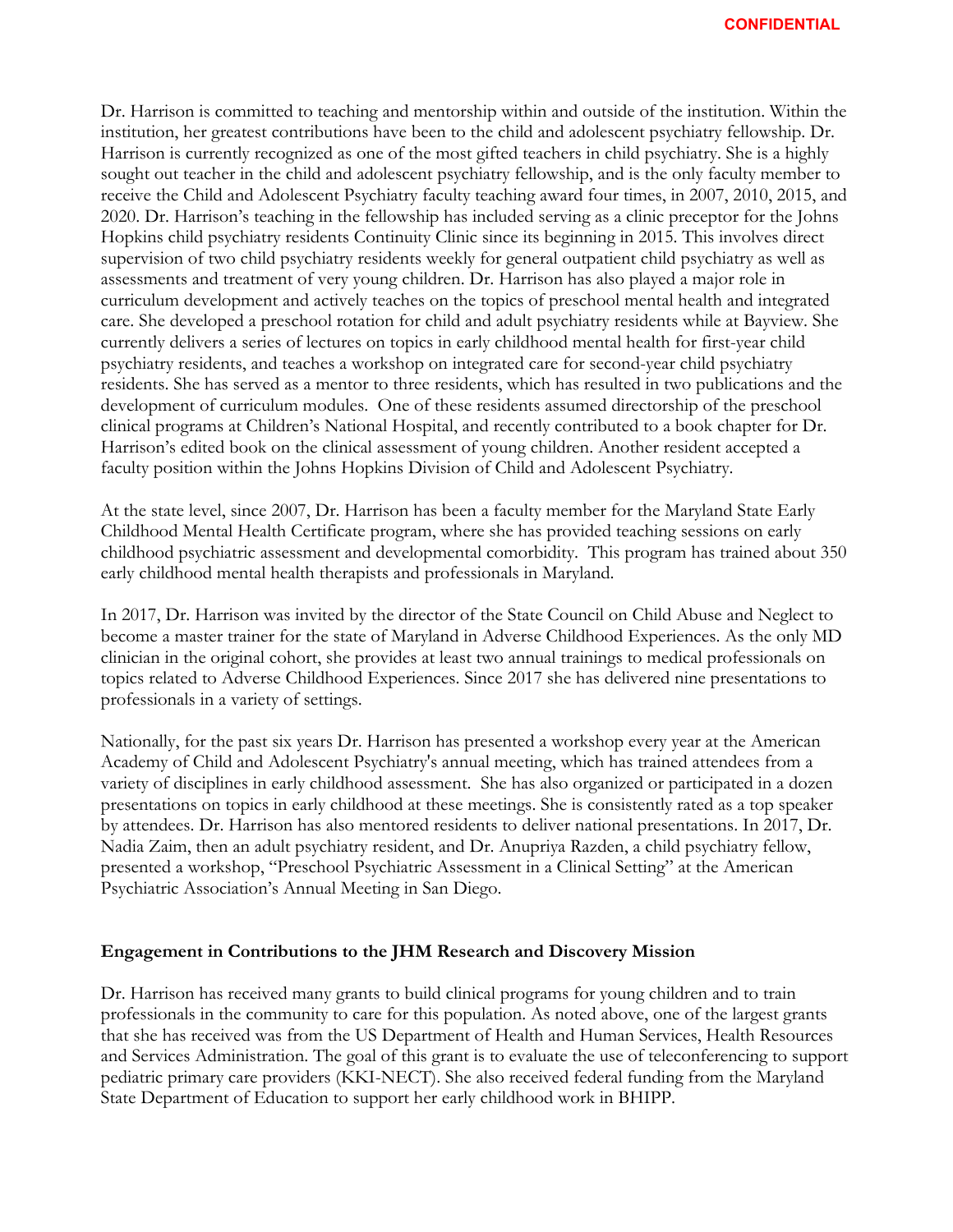CONFIDENTIAL

Dr. Harrison is committed to teaching and mentorship within and outside of the institution. Within the institution, her greatest contributions have been to the child and adolescent psychiatry fellowship. Dr. Harrison is currently recognized as one of the most gifted teachers in child psychiatry. She is a highly sought out teacher in the child and adolescent psychiatry fellowship, and is the only faculty member to receive the Child and Adolescent Psychiatry faculty teaching award four times, in 2007, 2010, 2015, and 2020. Dr. Harrison's teaching in the fellowship has included serving as a clinic preceptor for the Johns Hopkins child psychiatry residents Continuity Clinic since its beginning in 2015. This involves direct supervision of two child psychiatry residents weekly for general outpatient child psychiatry as well as assessments and treatment of very young children. Dr. Harrison has also played a major role in curriculum development and actively teaches on the topics of preschool mental health and integrated care. She developed a preschool rotation for child and adult psychiatry residents while at Bayview. She currently delivers a series of lectures on topics in early childhood mental health for first-year child psychiatry residents, and teaches a workshop on integrated care for second-year child psychiatry residents. She has served as a mentor to three residents, which has resulted in two publications and the development of curriculum modules. One of these residents assumed directorship of the preschool clinical programs at Children's National Hospital, and recently contributed to a book chapter for Dr. Harrison's edited book on the clinical assessment of young children. Another resident accepted a faculty position within the Johns Hopkins Division of Child and Adolescent Psychiatry.

At the state level, since 2007, Dr. Harrison has been a faculty member for the Maryland State Early Childhood Mental Health Certificate program, where she has provided teaching sessions on early childhood psychiatric assessment and developmental comorbidity. This program has trained about 350 early childhood mental health therapists and professionals in Maryland.

In 2017, Dr. Harrison was invited by the director of the State Council on Child Abuse and Neglect to become a master trainer for the state of Maryland in Adverse Childhood Experiences. As the only MD clinician in the original cohort, she provides at least two annual trainings to medical professionals on topics related to Adverse Childhood Experiences. Since 2017 she has delivered nine presentations to professionals in a variety of settings.

Nationally, for the past six years Dr. Harrison has presented a workshop every year at the American Academy of Child and Adolescent Psychiatry's annual meeting, which has trained attendees from a variety of disciplines in early childhood assessment. She has also organized or participated in a dozen presentations on topics in early childhood at these meetings. She is consistently rated as a top speaker by attendees. Dr. Harrison has also mentored residents to deliver national presentations. In 2017, Dr. Nadia Zaim, then an adult psychiatry resident, and Dr. Anupriya Razden, a child psychiatry fellow, presented a workshop, "Preschool Psychiatric Assessment in a Clinical Setting" at the American Psychiatric Association's Annual Meeting in San Diego.

## Engagement in Contributions to the JHM Research and Discovery Mission

Dr. Harrison has received many grants to build clinical programs for young children and to train professionals in the community to care for this population. As noted above, one of the largest grants that she has received was from the US Department of Health and Human Services, Health Resources and Services Administration. The goal of this grant is to evaluate the use of teleconferencing to support pediatric primary care providers (KKI-NECT). She also received federal funding from the Maryland State Department of Education to support her early childhood work in BHIPP.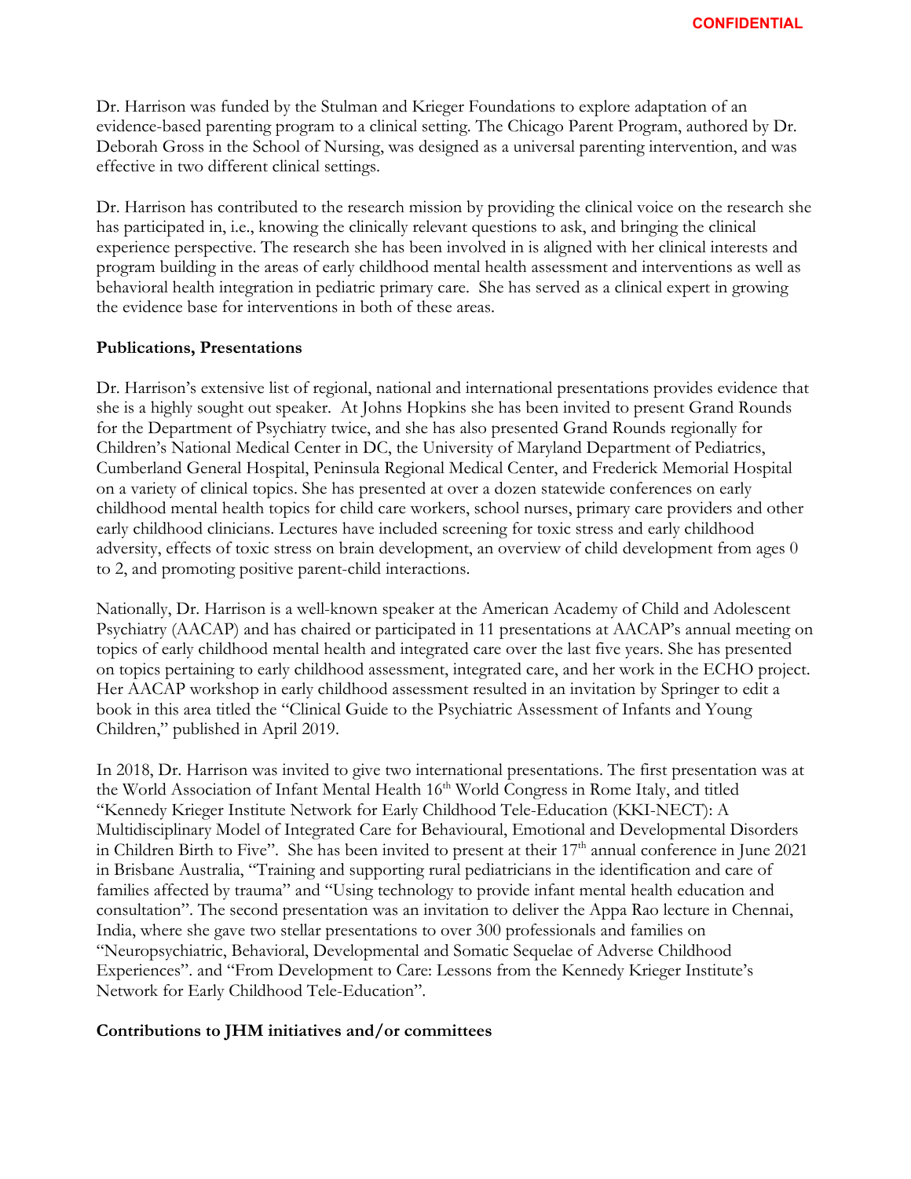Dr. Harrison was funded by the Stulman and Krieger Foundations to explore adaptation of an evidence-based parenting program to a clinical setting. The Chicago Parent Program, authored by Dr. Deborah Gross in the School of Nursing, was designed as a universal parenting intervention, and was effective in two different clinical settings.

Dr. Harrison has contributed to the research mission by providing the clinical voice on the research she has participated in, i.e., knowing the clinically relevant questions to ask, and bringing the clinical experience perspective. The research she has been involved in is aligned with her clinical interests and program building in the areas of early childhood mental health assessment and interventions as well as behavioral health integration in pediatric primary care. She has served as a clinical expert in growing the evidence base for interventions in both of these areas.

**Publications, Presentations**

Dr. Harrison's extensive list of regional, national and international presentations provides evidence that she is a highly sought out speaker. At Johns Hopkins she has been invited to present Grand Rounds for the Department of Psychiatry twice, and she has also presented Grand Rounds regionally for Children's National Medical Center in DC, the University of Maryland Department of Pediatrics, Cumberland General Hospital, Peninsula Regional Medical Center, and Frederick Memorial Hospital on a variety of clinical topics. She has presented at over a dozen statewide conferences on early childhood mental health topics for child care workers, school nurses, primary care providers and other early childhood clinicians. Lectures have included screening for toxic stress and early childhood adversity, effects of toxic stress on brain development, an overview of child development from ages 0 to 2, and promoting positive parent-child interactions.

Nationally, Dr. Harrison is a well-known speaker at the American Academy of Child and Adolescent Psychiatry (AACAP) and has chaired or participated in 11 presentations at AACAP's annual meeting on topics of early childhood mental health and integrated care over the last five years. She has presented on topics pertaining to early childhood assessment, integrated care, and her work in the ECHO project. Her AACAP workshop in early childhood assessment resulted in an invitation by Springer to edit a book in this area titled the "Clinical Guide to the Psychiatric Assessment of Infants and Young Children," published in April 2019.

In 2018, Dr. Harrison was invited to give two international presentations. The first presentation was at the World Association of Infant Mental Health 16th World Congress in Rome Italy, and titled "Kennedy Krieger Institute Network for Early Childhood Tele-Education (KKI-NECT): A Multidisciplinary Model of Integrated Care for Behavioural, Emotional and Developmental Disorders in Children Birth to Five". She has been invited to present at their 17th annual conference in June 2021 in Brisbane Australia, "Training and supporting rural pediatricians in the identification and care of families affected by trauma" and "Using technology to provide infant mental health education and consultation". The second presentation was an invitation to deliver the Appa Rao lecture in Chennai, India, where she gave two stellar presentations to over 300 professionals and families on "Neuropsychiatric, Behavioral, Developmental and Somatic Sequelae of Adverse Childhood Experiences". and "From Development to Care: Lessons from the Kennedy Krieger Institute's Network for Early Childhood Tele-Education".

**Contributions to JHM initiatives and/or committees**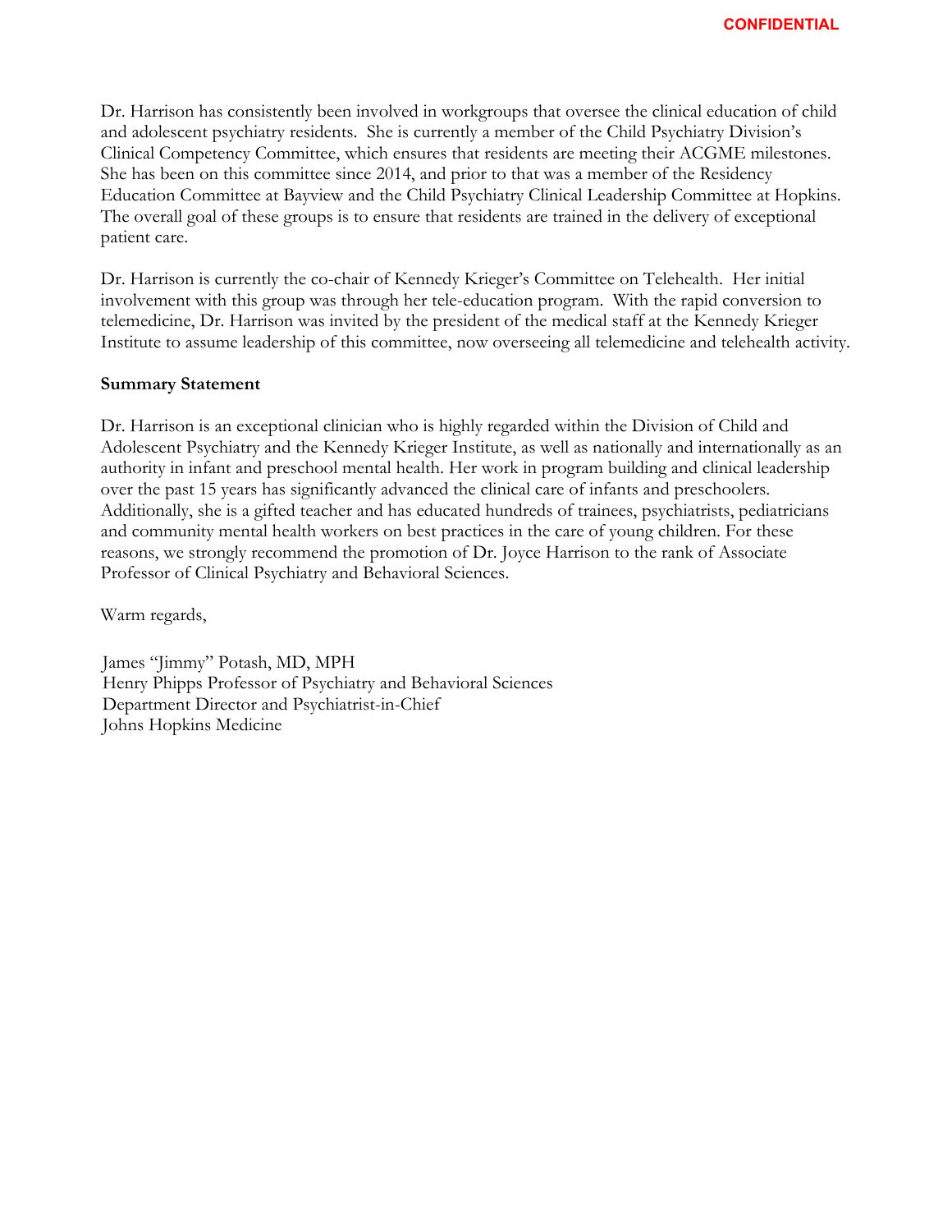CONFIDENTIAL

Dr. Harrison has consistently been involved in workgroups that oversee the clinical education of child and adolescent psychiatry residents. She is currently a member of the Child Psychiatry Division's Clinical Competency Committee, which ensures that residents are meeting their ACGME milestones. She has been on this committee since 2014, and prior to that was a member of the Residency Education Committee at Bayview and the Child Psychiatry Clinical Leadership Committee at Hopkins. The overall goal of these groups is to ensure that residents are trained in the delivery of exceptional patient care.

Dr. Harrison is currently the co-chair of Kennedy Krieger's Committee on Telehealth. Her initial involvement with this group was through her tele-education program. With the rapid conversion to telemedicine, Dr. Harrison was invited by the president of the medical staff at the Kennedy Krieger Institute to assume leadership of this committee, now overseeing all telemedicine and telehealth activity.

**Summary Statement**

Dr. Harrison is an exceptional clinician who is highly regarded within the Division of Child and Adolescent Psychiatry and the Kennedy Krieger Institute, as well as nationally and internationally as an authority in infant and preschool mental health. Her work in program building and clinical leadership over the past 15 years has significantly advanced the clinical care of infants and preschoolers. Additionally, she is a gifted teacher and has educated hundreds of trainees, psychiatrists, pediatricians and community mental health workers on best practices in the care of young children. For these reasons, we strongly recommend the promotion of Dr. Joyce Harrison to the rank of Associate Professor of Clinical Psychiatry and Behavioral Sciences.

Warm regards,

James "Jimmy" Potash, MD, MPH
Henry Phipps Professor of Psychiatry and Behavioral Sciences
Department Director and Psychiatrist-in-Chief
Johns Hopkins Medicine